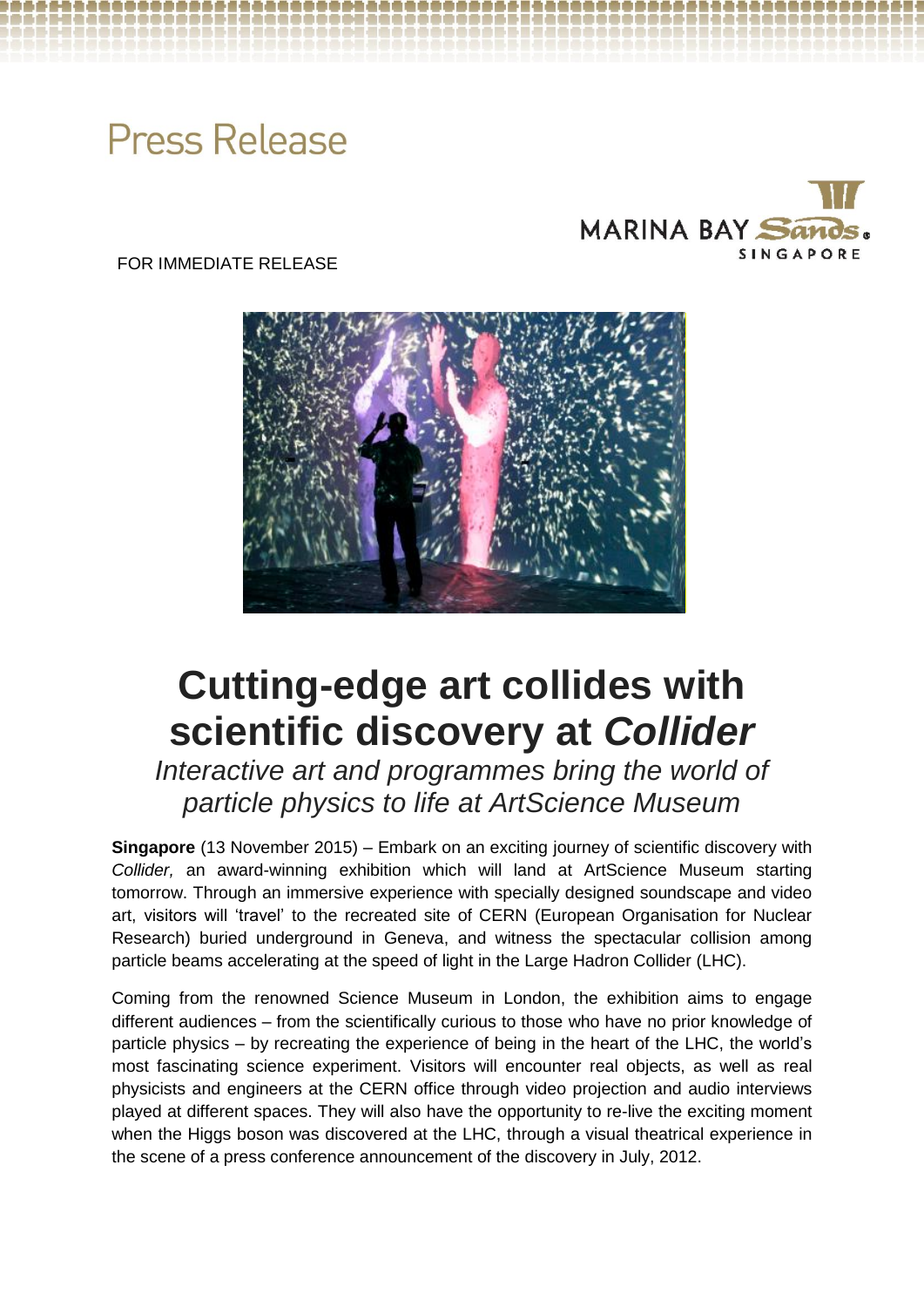Press Release

MARINA BAY Sands SINGAPORE

FOR IMMEDIATE RELEASE

# Cutting-edge art collides with scientific discovery at *Collider*

*Interactive art and programmes bring the world of particle physics to life at ArtScience Museum*

**Singapore** (13 November 2015) – Embark on an exciting journey of scientific discovery with *Collider,* an award-winning exhibition which will land at ArtScience Museum starting tomorrow. Through an immersive experience with specially designed soundscape and video art, visitors will 'travel' to the recreated site of CERN (European Organisation for Nuclear Research) buried underground in Geneva, and witness the spectacular collision among particle beams accelerating at the speed of light in the Large Hadron Collider (LHC).

Coming from the renowned Science Museum in London, the exhibition aims to engage different audiences – from the scientifically curious to those who have no prior knowledge of particle physics – by recreating the experience of being in the heart of the LHC, the world's most fascinating science experiment. Visitors will encounter real objects, as well as real physicists and engineers at the CERN office through video projection and audio interviews played at different spaces. They will also have the opportunity to re-live the exciting moment when the Higgs boson was discovered at the LHC, through a visual theatrical experience in the scene of a press conference announcement of the discovery in July, 2012.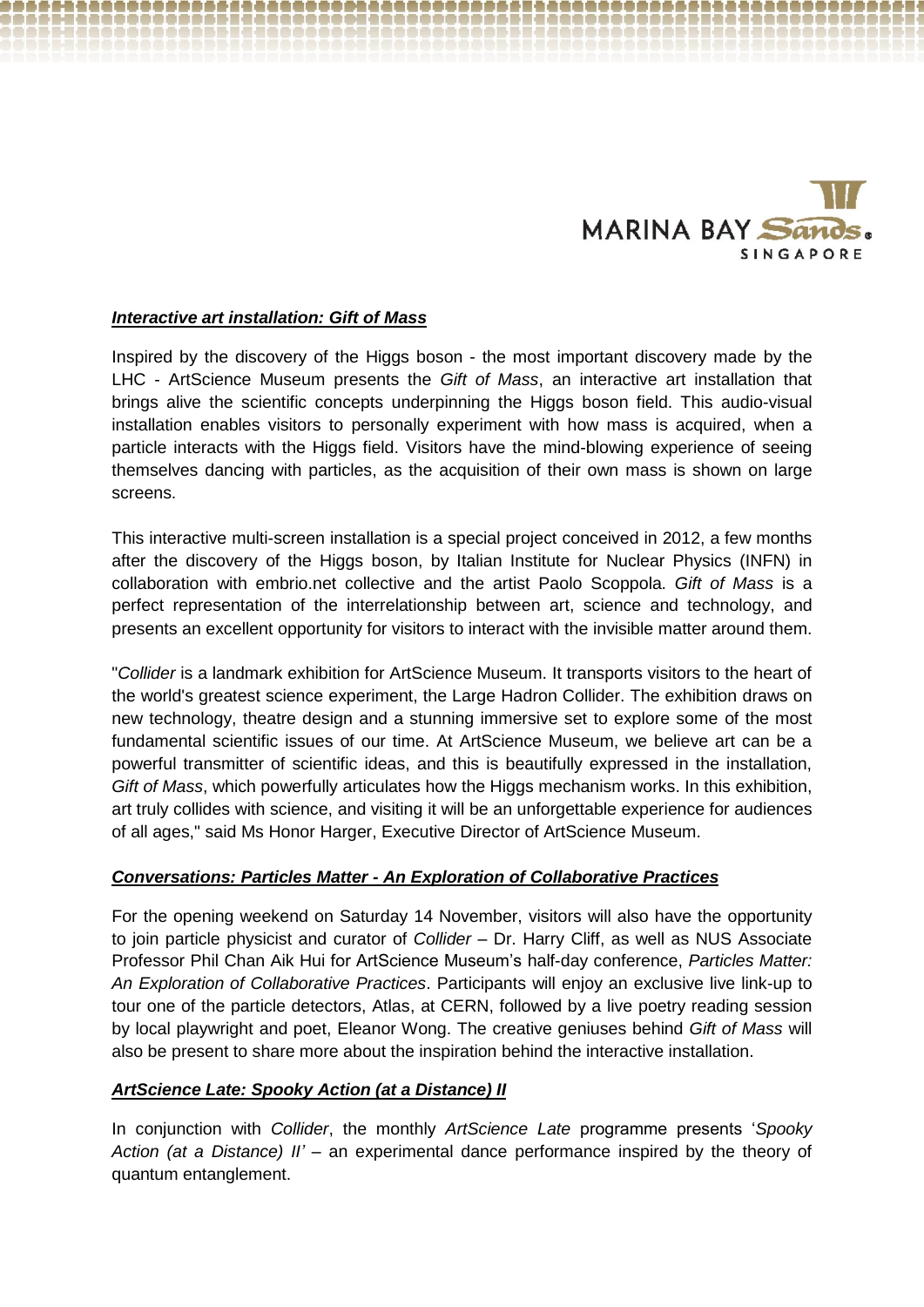### ***Interactive art installation: Gift of Mass***

Inspired by the discovery of the Higgs boson - the most important discovery made by the LHC - ArtScience Museum presents the *Gift of Mass*, an interactive art installation that brings alive the scientific concepts underpinning the Higgs boson field. This audio-visual installation enables visitors to personally experiment with how mass is acquired, when a particle interacts with the Higgs field. Visitors have the mind-blowing experience of seeing themselves dancing with particles, as the acquisition of their own mass is shown on large screens.

This interactive multi-screen installation is a special project conceived in 2012, a few months after the discovery of the Higgs boson, by Italian Institute for Nuclear Physics (INFN) in collaboration with embrio.net collective and the artist Paolo Scoppola. *Gift of Mass* is a perfect representation of the interrelationship between art, science and technology, and presents an excellent opportunity for visitors to interact with the invisible matter around them.

"*Collider* is a landmark exhibition for ArtScience Museum. It transports visitors to the heart of the world's greatest science experiment, the Large Hadron Collider. The exhibition draws on new technology, theatre design and a stunning immersive set to explore some of the most fundamental scientific issues of our time. At ArtScience Museum, we believe art can be a powerful transmitter of scientific ideas, and this is beautifully expressed in the installation, *Gift of Mass*, which powerfully articulates how the Higgs mechanism works. In this exhibition, art truly collides with science, and visiting it will be an unforgettable experience for audiences of all ages," said Ms Honor Harger, Executive Director of ArtScience Museum.

### ***Conversations: Particles Matter - An Exploration of Collaborative Practices***

For the opening weekend on Saturday 14 November, visitors will also have the opportunity to join particle physicist and curator of *Collider* – Dr. Harry Cliff, as well as NUS Associate Professor Phil Chan Aik Hui for ArtScience Museum's half-day conference, *Particles Matter: An Exploration of Collaborative Practices*. Participants will enjoy an exclusive live link-up to tour one of the particle detectors, Atlas, at CERN, followed by a live poetry reading session by local playwright and poet, Eleanor Wong. The creative geniuses behind *Gift of Mass* will also be present to share more about the inspiration behind the interactive installation.

### ***ArtScience Late: Spooky Action (at a Distance) II***

In conjunction with *Collider*, the monthly *ArtScience Late* programme presents '*Spooky Action (at a Distance) II'* – an experimental dance performance inspired by the theory of quantum entanglement.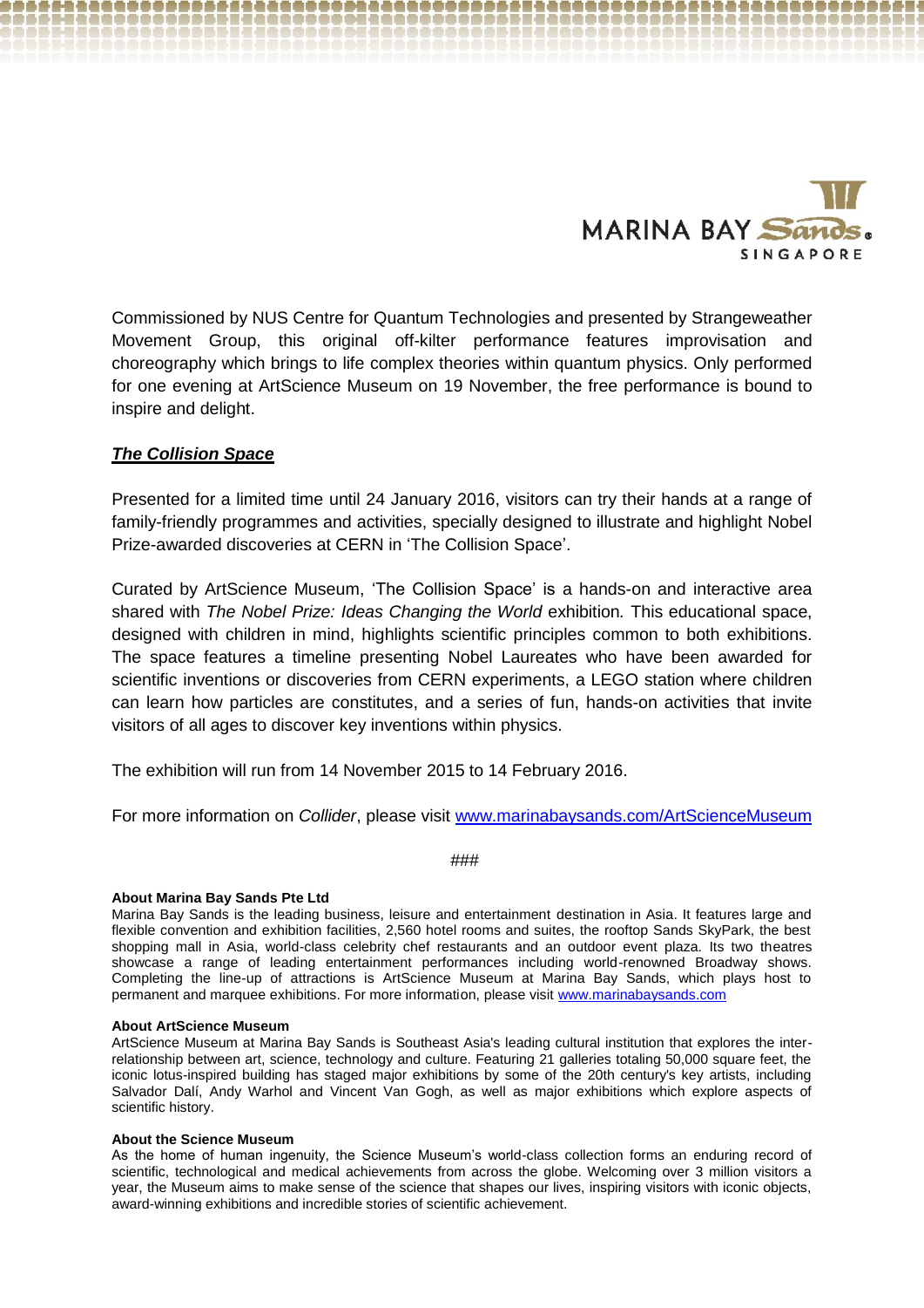Commissioned by NUS Centre for Quantum Technologies and presented by Strangeweather Movement Group, this original off-kilter performance features improvisation and choreography which brings to life complex theories within quantum physics. Only performed for one evening at ArtScience Museum on 19 November, the free performance is bound to inspire and delight.

***The Collision Space***

Presented for a limited time until 24 January 2016, visitors can try their hands at a range of family-friendly programmes and activities, specially designed to illustrate and highlight Nobel Prize-awarded discoveries at CERN in 'The Collision Space'.

Curated by ArtScience Museum, 'The Collision Space' is a hands-on and interactive area shared with *The Nobel Prize: Ideas Changing the World* exhibition*.* This educational space, designed with children in mind, highlights scientific principles common to both exhibitions. The space features a timeline presenting Nobel Laureates who have been awarded for scientific inventions or discoveries from CERN experiments, a LEGO station where children can learn how particles are constitutes, and a series of fun, hands-on activities that invite visitors of all ages to discover key inventions within physics.

The exhibition will run from 14 November 2015 to 14 February 2016.

For more information on *Collider*, please visit www.marinabaysands.com/ArtScienceMuseum

###

**About Marina Bay Sands Pte Ltd**

Marina Bay Sands is the leading business, leisure and entertainment destination in Asia. It features large and flexible convention and exhibition facilities, 2,560 hotel rooms and suites, the rooftop Sands SkyPark, the best shopping mall in Asia, world-class celebrity chef restaurants and an outdoor event plaza. Its two theatres showcase a range of leading entertainment performances including world-renowned Broadway shows. Completing the line-up of attractions is ArtScience Museum at Marina Bay Sands, which plays host to permanent and marquee exhibitions. For more information, please visit www.marinabaysands.com

**About ArtScience Museum**

ArtScience Museum at Marina Bay Sands is Southeast Asia's leading cultural institution that explores the inter-relationship between art, science, technology and culture. Featuring 21 galleries totaling 50,000 square feet, the iconic lotus-inspired building has staged major exhibitions by some of the 20th century's key artists, including Salvador Dalí, Andy Warhol and Vincent Van Gogh, as well as major exhibitions which explore aspects of scientific history.

**About the Science Museum**

As the home of human ingenuity, the Science Museum's world-class collection forms an enduring record of scientific, technological and medical achievements from across the globe. Welcoming over 3 million visitors a year, the Museum aims to make sense of the science that shapes our lives, inspiring visitors with iconic objects, award-winning exhibitions and incredible stories of scientific achievement.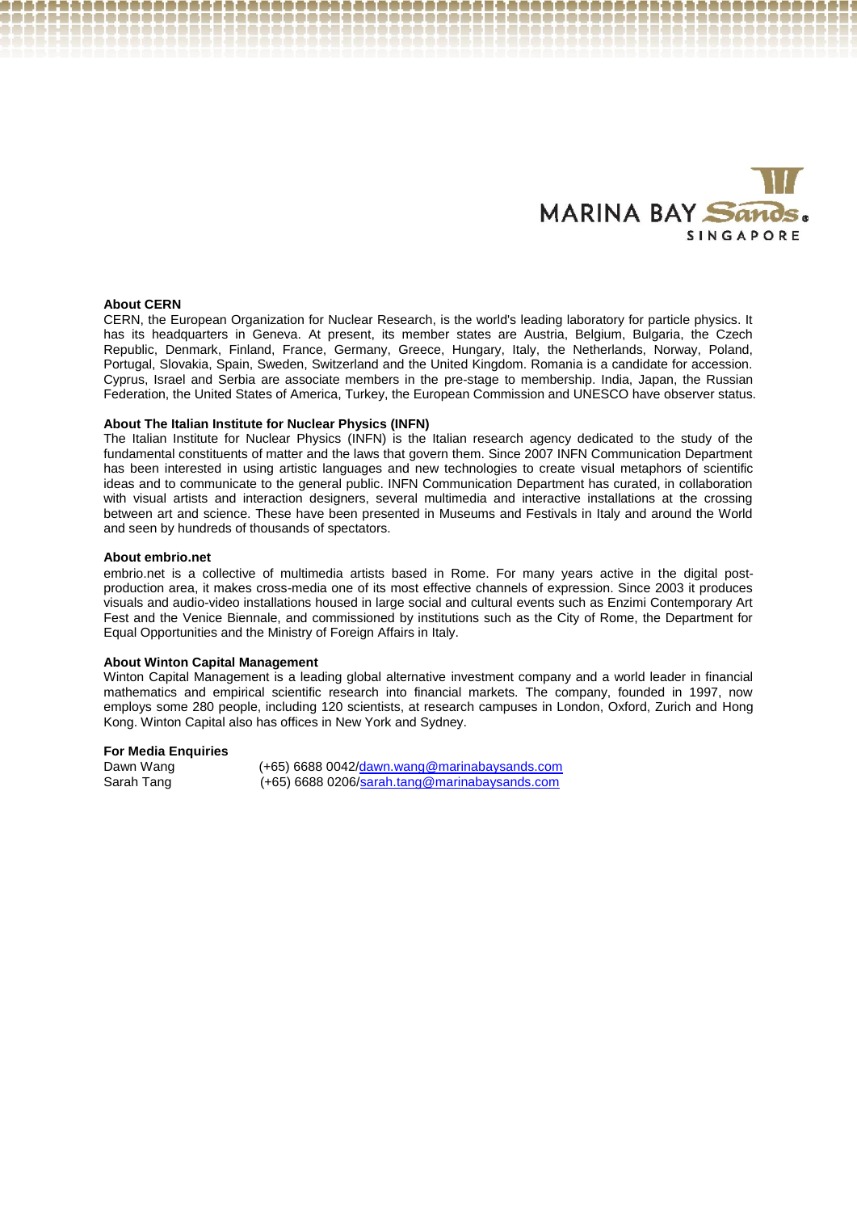**About CERN**

CERN, the European Organization for Nuclear Research, is the world's leading laboratory for particle physics. It has its headquarters in Geneva. At present, its member states are Austria, Belgium, Bulgaria, the Czech Republic, Denmark, Finland, France, Germany, Greece, Hungary, Italy, the Netherlands, Norway, Poland, Portugal, Slovakia, Spain, Sweden, Switzerland and the United Kingdom. Romania is a candidate for accession. Cyprus, Israel and Serbia are associate members in the pre-stage to membership. India, Japan, the Russian Federation, the United States of America, Turkey, the European Commission and UNESCO have observer status.

**About The Italian Institute for Nuclear Physics (INFN)**

The Italian Institute for Nuclear Physics (INFN) is the Italian research agency dedicated to the study of the fundamental constituents of matter and the laws that govern them. Since 2007 INFN Communication Department has been interested in using artistic languages and new technologies to create visual metaphors of scientific ideas and to communicate to the general public. INFN Communication Department has curated, in collaboration with visual artists and interaction designers, several multimedia and interactive installations at the crossing between art and science. These have been presented in Museums and Festivals in Italy and around the World and seen by hundreds of thousands of spectators.

**About embrio.net**

embrio.net is a collective of multimedia artists based in Rome. For many years active in the digital post-production area, it makes cross-media one of its most effective channels of expression. Since 2003 it produces visuals and audio-video installations housed in large social and cultural events such as Enzimi Contemporary Art Fest and the Venice Biennale, and commissioned by institutions such as the City of Rome, the Department for Equal Opportunities and the Ministry of Foreign Affairs in Italy.

**About Winton Capital Management**

Winton Capital Management is a leading global alternative investment company and a world leader in financial mathematics and empirical scientific research into financial markets. The company, founded in 1997, now employs some 280 people, including 120 scientists, at research campuses in London, Oxford, Zurich and Hong Kong. Winton Capital also has offices in New York and Sydney.

**For Media Enquiries**

Dawn Wang (+65) 6688 0042/dawn.wang@marinabaysands.com
Sarah Tang (+65) 6688 0206/sarah.tang@marinabaysands.com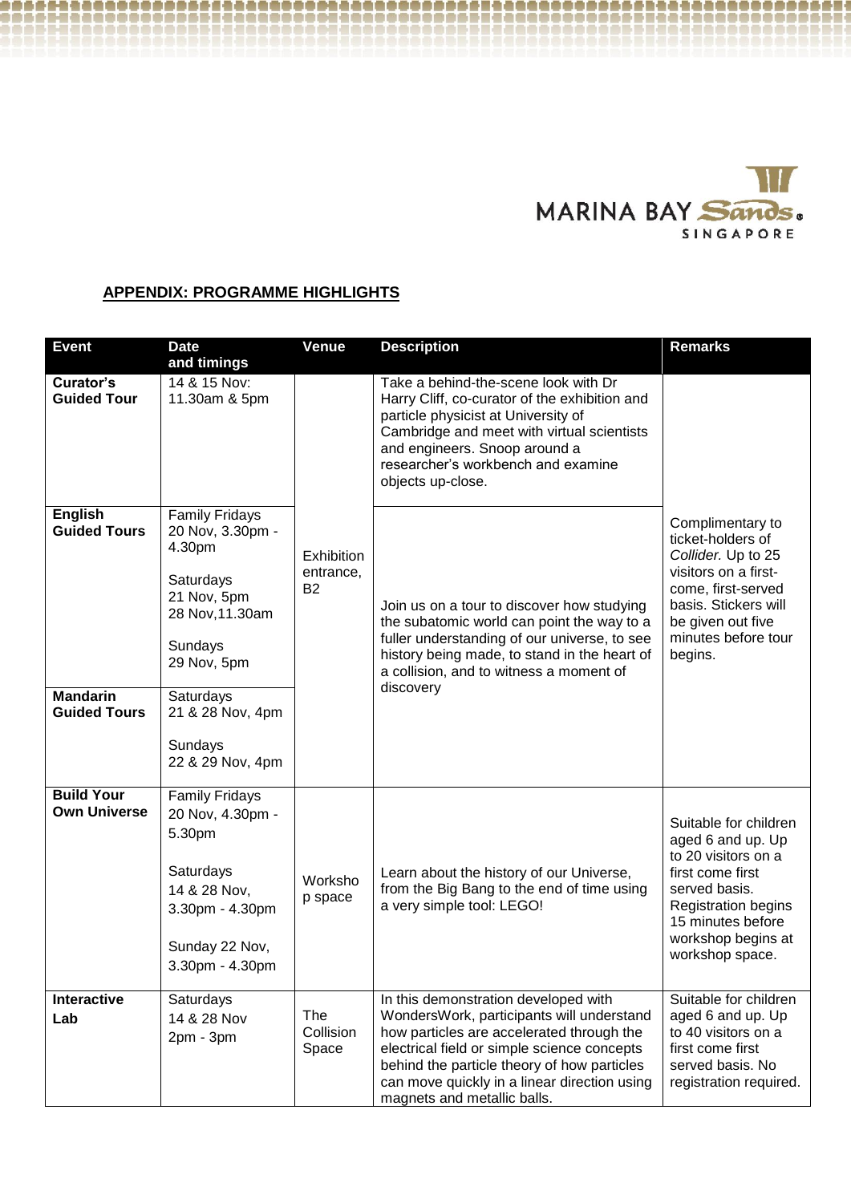## APPENDIX: PROGRAMME HIGHLIGHTS

| Event | Date and timings | Venue | Description | Remarks |
|---|---|---|---|---|
| **Curator's Guided Tour** | 14 & 15 Nov: 11.30am & 5pm | Exhibition entrance, B2 | Take a behind-the-scene look with Dr Harry Cliff, co-curator of the exhibition and particle physicist at University of Cambridge and meet with virtual scientists and engineers. Snoop around a researcher's workbench and examine objects up-close. | Complimentary to ticket-holders of *Collider.* Up to 25 visitors on a first-come, first-served basis. Stickers will be given out five minutes before tour begins. |
| **English Guided Tours** | Family Fridays 20 Nov, 3.30pm - 4.30pm<br><br>Saturdays 21 Nov, 5pm 28 Nov,11.30am<br><br>Sundays 29 Nov, 5pm | Exhibition entrance, B2 | Join us on a tour to discover how studying the subatomic world can point the way to a fuller understanding of our universe, to see history being made, to stand in the heart of a collision, and to witness a moment of discovery | Complimentary to ticket-holders of *Collider.* Up to 25 visitors on a first-come, first-served basis. Stickers will be given out five minutes before tour begins. |
| **Mandarin Guided Tours** | Saturdays 21 & 28 Nov, 4pm<br><br>Sundays 22 & 29 Nov, 4pm | Exhibition entrance, B2 | Join us on a tour to discover how studying the subatomic world can point the way to a fuller understanding of our universe, to see history being made, to stand in the heart of a collision, and to witness a moment of discovery | Complimentary to ticket-holders of *Collider.* Up to 25 visitors on a first-come, first-served basis. Stickers will be given out five minutes before tour begins. |
| **Build Your Own Universe** | Family Fridays 20 Nov, 4.30pm - 5.30pm<br><br>Saturdays 14 & 28 Nov, 3.30pm - 4.30pm<br><br>Sunday 22 Nov, 3.30pm - 4.30pm | Workshop space | Learn about the history of our Universe, from the Big Bang to the end of time using a very simple tool: LEGO! | Suitable for children aged 6 and up. Up to 20 visitors on a first come first served basis. Registration begins 15 minutes before workshop begins at workshop space. |
| **Interactive Lab** | Saturdays 14 & 28 Nov 2pm - 3pm | The Collision Space | In this demonstration developed with WondersWork, participants will understand how particles are accelerated through the electrical field or simple science concepts behind the particle theory of how particles can move quickly in a linear direction using magnets and metallic balls. | Suitable for children aged 6 and up. Up to 40 visitors on a first come first served basis. No registration required. |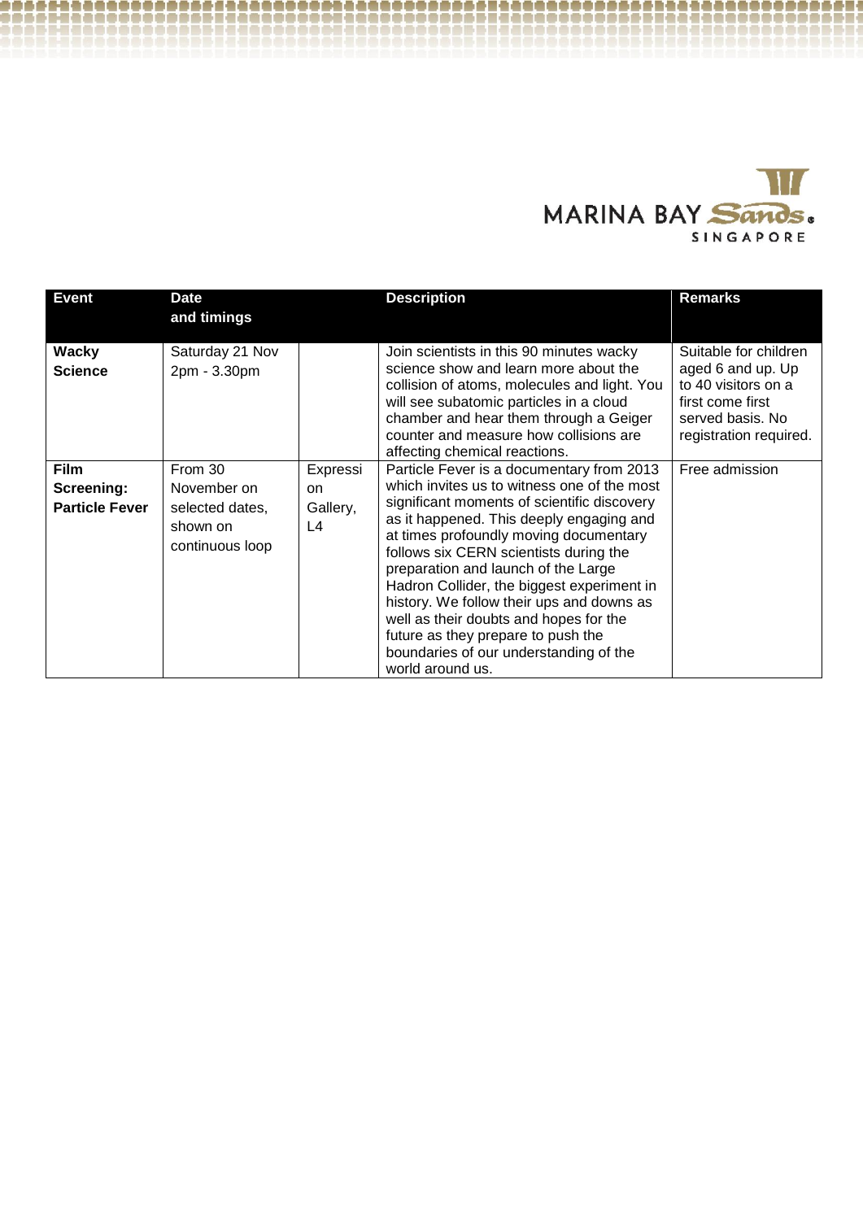| Event | Date and timings | | Description | Remarks |
|---|---|---|---|---|
| **Wacky Science** | Saturday 21 Nov 2pm - 3.30pm | | Join scientists in this 90 minutes wacky science show and learn more about the collision of atoms, molecules and light. You will see subatomic particles in a cloud chamber and hear them through a Geiger counter and measure how collisions are affecting chemical reactions. | Suitable for children aged 6 and up. Up to 40 visitors on a first come first served basis. No registration required. |
| **Film Screening: Particle Fever** | From 30 November on selected dates, shown on continuous loop | Expression Gallery, L4 | Particle Fever is a documentary from 2013 which invites us to witness one of the most significant moments of scientific discovery as it happened. This deeply engaging and at times profoundly moving documentary follows six CERN scientists during the preparation and launch of the Large Hadron Collider, the biggest experiment in history. We follow their ups and downs as well as their doubts and hopes for the future as they prepare to push the boundaries of our understanding of the world around us. | Free admission |